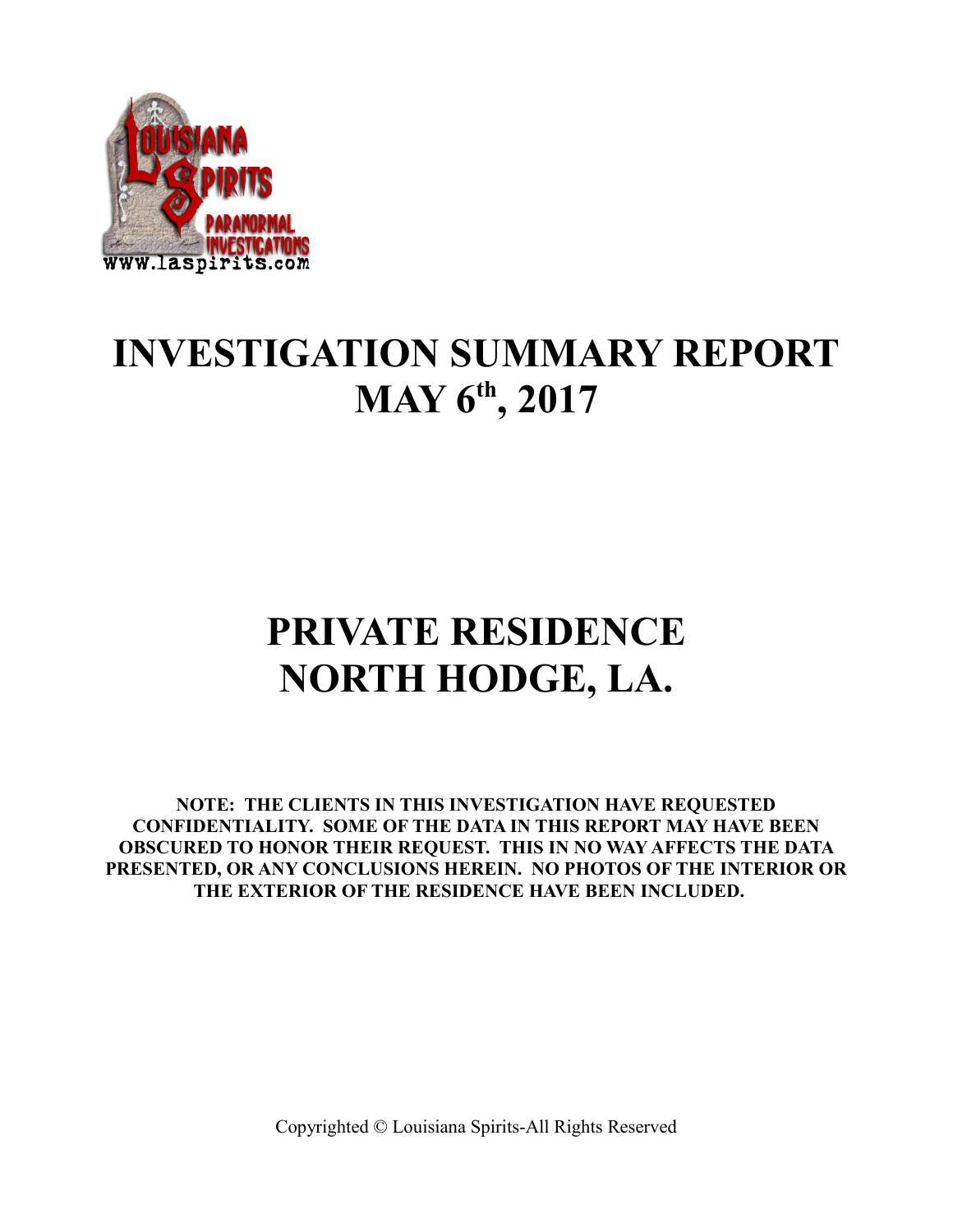# INVESTIGATION SUMMARY REPORT
# MAY 6th, 2017

# PRIVATE RESIDENCE
# NORTH HODGE, LA.

**NOTE: THE CLIENTS IN THIS INVESTIGATION HAVE REQUESTED CONFIDENTIALITY. SOME OF THE DATA IN THIS REPORT MAY HAVE BEEN OBSCURED TO HONOR THEIR REQUEST. THIS IN NO WAY AFFECTS THE DATA PRESENTED, OR ANY CONCLUSIONS HEREIN. NO PHOTOS OF THE INTERIOR OR THE EXTERIOR OF THE RESIDENCE HAVE BEEN INCLUDED.**

Copyrighted © Louisiana Spirits-All Rights Reserved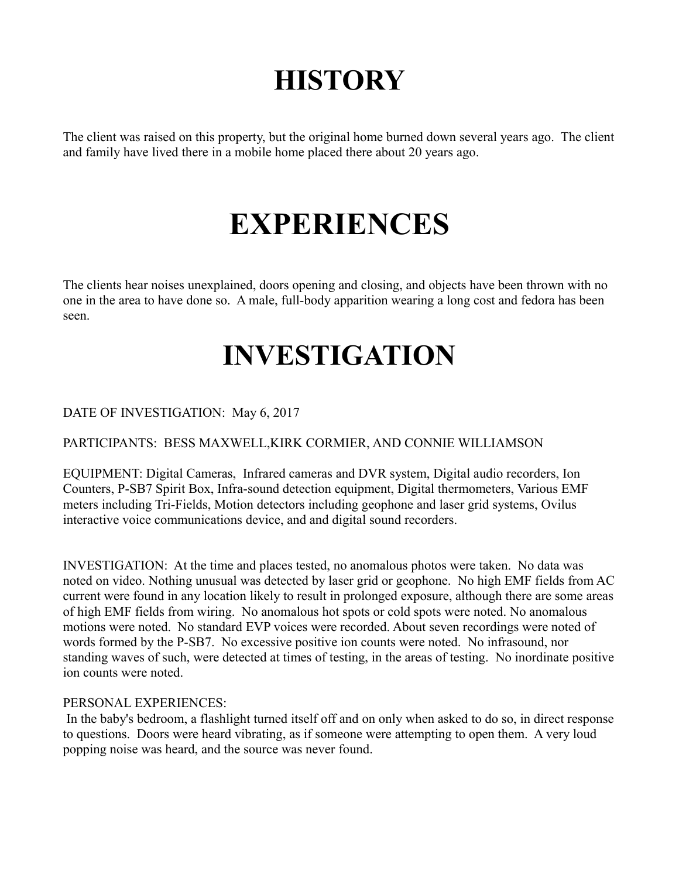# HISTORY

The client was raised on this property, but the original home burned down several years ago. The client and family have lived there in a mobile home placed there about 20 years ago.

# EXPERIENCES

The clients hear noises unexplained, doors opening and closing, and objects have been thrown with no one in the area to have done so. A male, full-body apparition wearing a long cost and fedora has been seen.

# INVESTIGATION

DATE OF INVESTIGATION: May 6, 2017

PARTICIPANTS: BESS MAXWELL,KIRK CORMIER, AND CONNIE WILLIAMSON

EQUIPMENT: Digital Cameras, Infrared cameras and DVR system, Digital audio recorders, Ion Counters, P-SB7 Spirit Box, Infra-sound detection equipment, Digital thermometers, Various EMF meters including Tri-Fields, Motion detectors including geophone and laser grid systems, Ovilus interactive voice communications device, and and digital sound recorders.

INVESTIGATION: At the time and places tested, no anomalous photos were taken. No data was noted on video. Nothing unusual was detected by laser grid or geophone. No high EMF fields from AC current were found in any location likely to result in prolonged exposure, although there are some areas of high EMF fields from wiring. No anomalous hot spots or cold spots were noted. No anomalous motions were noted. No standard EVP voices were recorded. About seven recordings were noted of words formed by the P-SB7. No excessive positive ion counts were noted. No infrasound, nor standing waves of such, were detected at times of testing, in the areas of testing. No inordinate positive ion counts were noted.

PERSONAL EXPERIENCES:
In the baby's bedroom, a flashlight turned itself off and on only when asked to do so, in direct response to questions. Doors were heard vibrating, as if someone were attempting to open them. A very loud popping noise was heard, and the source was never found.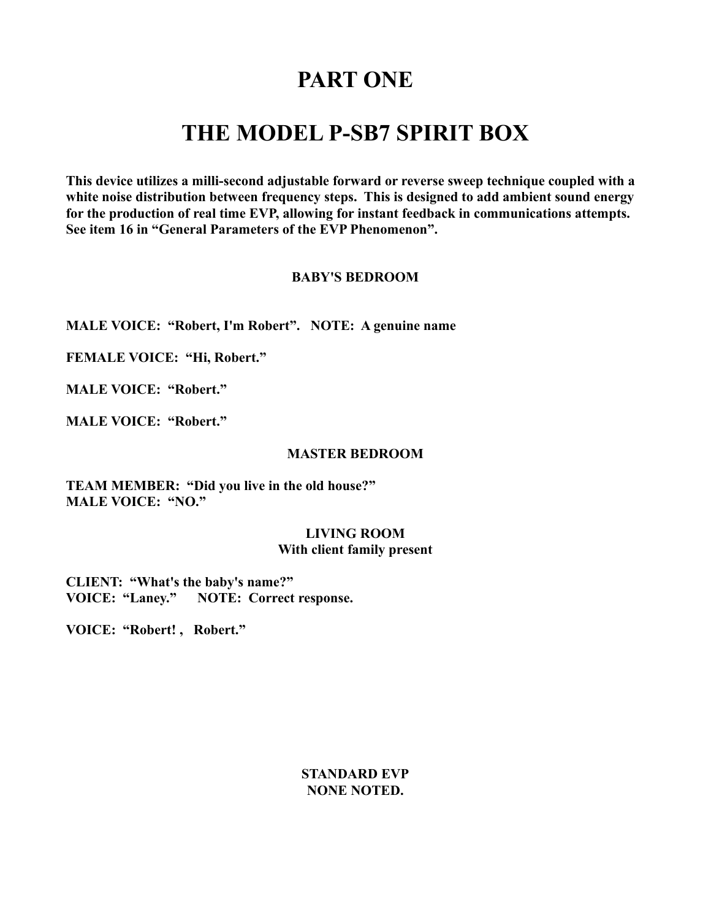# PART ONE

# THE MODEL P-SB7 SPIRIT BOX

**This device utilizes a milli-second adjustable forward or reverse sweep technique coupled with a white noise distribution between frequency steps. This is designed to add ambient sound energy for the production of real time EVP, allowing for instant feedback in communications attempts. See item 16 in "General Parameters of the EVP Phenomenon".**

### BABY'S BEDROOM

**MALE VOICE: "Robert, I'm Robert". NOTE: A genuine name**

**FEMALE VOICE: "Hi, Robert."**

**MALE VOICE: "Robert."**

**MALE VOICE: "Robert."**

### MASTER BEDROOM

**TEAM MEMBER: "Did you live in the old house?"**
**MALE VOICE: "NO."**

### LIVING ROOM
**With client family present**

**CLIENT: "What's the baby's name?"**
**VOICE: "Laney." NOTE: Correct response.**

**VOICE: "Robert! , Robert."**

### STANDARD EVP
**NONE NOTED.**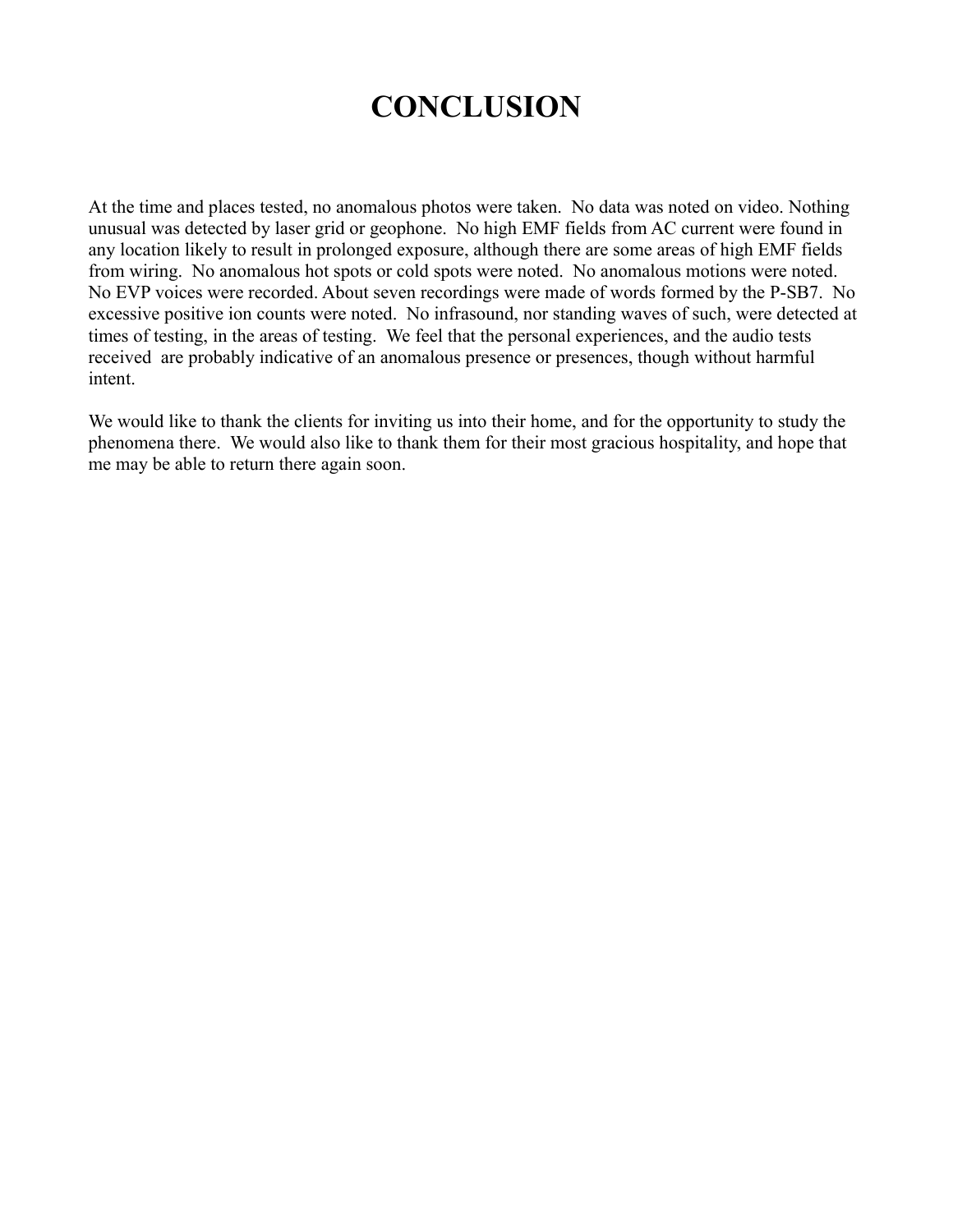# CONCLUSION

At the time and places tested, no anomalous photos were taken. No data was noted on video. Nothing unusual was detected by laser grid or geophone. No high EMF fields from AC current were found in any location likely to result in prolonged exposure, although there are some areas of high EMF fields from wiring. No anomalous hot spots or cold spots were noted. No anomalous motions were noted. No EVP voices were recorded. About seven recordings were made of words formed by the P-SB7. No excessive positive ion counts were noted. No infrasound, nor standing waves of such, were detected at times of testing, in the areas of testing. We feel that the personal experiences, and the audio tests received are probably indicative of an anomalous presence or presences, though without harmful intent.

We would like to thank the clients for inviting us into their home, and for the opportunity to study the phenomena there. We would also like to thank them for their most gracious hospitality, and hope that me may be able to return there again soon.